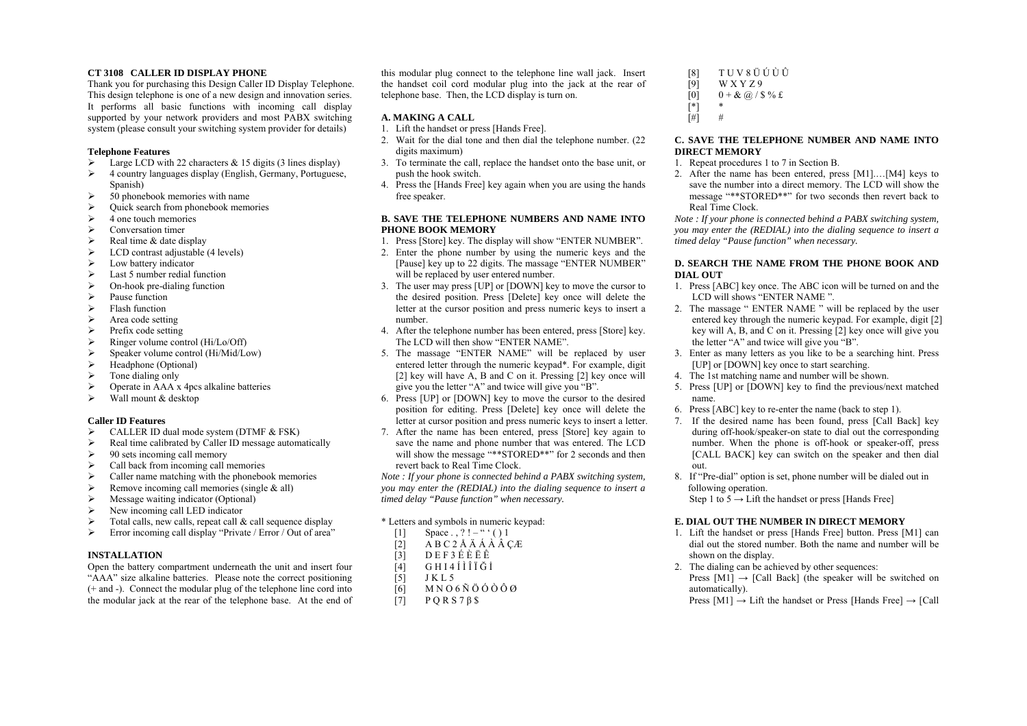### CT 3108 CALLER ID DISPLAY PHONE

Thank you for purchasing this Design Caller ID Display Telephone. This design telephone is one of a new design and innovation series. It performs all basic functions with incoming call display supported by your network providers and most PABX switching system (please consult your switching system provider for details)

#### Telephone Features

- Large LCD with 22 characters & 15 digits (3 lines display)
- 4 country languages display (English, Germany, Portuguese, Spanish)
- 50 phonebook memories with name
- Quick search from phonebook memories
- 4 one touch memories
- Conversation timer
- Real time & date display
- LCD contrast adjustable (4 levels)
- Low battery indicator
- Last 5 number redial function
- On-hook pre-dialing function
- Pause function
- Flash function
- Area code setting
- Prefix code setting
- Ringer volume control (Hi/Lo/Off)
- Speaker volume control (Hi/Mid/Low)
- Headphone (Optional)
- Tone dialing only
- Operate in AAA x 4pcs alkaline batteries
- Wall mount & desktop

#### Caller ID Features

- CALLER ID dual mode system (DTMF & FSK)
- Real time calibrated by Caller ID message automatically
- 90 sets incoming call memory
- Call back from incoming call memories
- Caller name matching with the phonebook memories
- Remove incoming call memories (single & all)
- Message waiting indicator (Optional)
- New incoming call LED indicator
- Total calls, new calls, repeat call & call sequence display
- Error incoming call display "Private / Error / Out of area"

#### INSTALLATION

Open the battery compartment underneath the unit and insert four "AAA" size alkaline batteries. Please note the correct positioning (+ and -). Connect the modular plug of the telephone line cord into the modular jack at the rear of the telephone base. At the end of this modular plug connect to the telephone line wall jack. Insert the handset coil cord modular plug into the jack at the rear of telephone base. Then, the LCD display is turn on.

#### A. MAKING A CALL

1. Lift the handset or press [Hands Free].
2. Wait for the dial tone and then dial the telephone number. (22 digits maximum)
3. To terminate the call, replace the handset onto the base unit, or push the hook switch.
4. Press the [Hands Free] key again when you are using the hands free speaker.

#### B. SAVE THE TELEPHONE NUMBERS AND NAME INTO PHONE BOOK MEMORY

1. Press [Store] key. The display will show "ENTER NUMBER".
2. Enter the phone number by using the numeric keys and the [Pause] key up to 22 digits. The massage "ENTER NUMBER" will be replaced by user entered number.
3. The user may press [UP] or [DOWN] key to move the cursor to the desired position. Press [Delete] key once will delete the letter at the cursor position and press numeric keys to insert a number.
4. After the telephone number has been entered, press [Store] key. The LCD will then show "ENTER NAME".
5. The massage "ENTER NAME" will be replaced by user entered letter through the numeric keypad*. For example, digit [2] key will have A, B and C on it. Pressing [2] key once will give you the letter "A" and twice will give you "B".
6. Press [UP] or [DOWN] key to move the cursor to the desired position for editing. Press [Delete] key once will delete the letter at cursor position and press numeric keys to insert a letter.
7. After the name has been entered, press [Store] key again to save the name and phone number that was entered. The LCD will show the message "**STORED**" for 2 seconds and then revert back to Real Time Clock.

*Note : If your phone is connected behind a PABX switching system, you may enter the (REDIAL) into the dialing sequence to insert a timed delay "Pause function" when necessary.*

* Letters and symbols in numeric keypad:

[1] Space . , ? ! – " ' ( ) 1
[2] A B C 2 Å Ä Á À Â Ç Æ
[3] D E F 3 É È Ë Ê
[4] G H I 4 Í Ì Ï Ğ İ
[5] J K L 5
[6] M N O 6 Ñ Ö Ó Ò Ô Ø
[7] P Q R S 7 β $
[8] T U V 8 Ü Ú Ù Û
[9] W X Y Z 9
[0] 0 + & @ / $ % £
[*] *
[#] #

#### C. SAVE THE TELEPHONE NUMBER AND NAME INTO DIRECT MEMORY

1. Repeat procedures 1 to 7 in Section B.
2. After the name has been entered, press [M1].…[M4] keys to save the number into a direct memory. The LCD will show the message "**STORED**" for two seconds then revert back to Real Time Clock.

*Note : If your phone is connected behind a PABX switching system, you may enter the (REDIAL) into the dialing sequence to insert a timed delay "Pause function" when necessary.*

#### D. SEARCH THE NAME FROM THE PHONE BOOK AND DIAL OUT

1. Press [ABC] key once. The ABC icon will be turned on and the LCD will shows "ENTER NAME ".
2. The massage " ENTER NAME " will be replaced by the user entered key through the numeric keypad. For example, digit [2] key will A, B, and C on it. Pressing [2] key once will give you the letter "A" and twice will give you "B".
3. Enter as many letters as you like to be a searching hint. Press [UP] or [DOWN] key once to start searching.
4. The 1st matching name and number will be shown.
5. Press [UP] or [DOWN] key to find the previous/next matched name.
6. Press [ABC] key to re-enter the name (back to step 1).
7. If the desired name has been found, press [Call Back] key during off-hook/speaker-on state to dial out the corresponding number. When the phone is off-hook or speaker-off, press [CALL BACK] key can switch on the speaker and then dial out.
8. If "Pre-dial" option is set, phone number will be dialed out in following operation.
   Step 1 to 5 → Lift the handset or press [Hands Free]

#### E. DIAL OUT THE NUMBER IN DIRECT MEMORY

1. Lift the handset or press [Hands Free] button. Press [M1] can dial out the stored number. Both the name and number will be shown on the display.
2. The dialing can be achieved by other sequences:
   Press [M1] → [Call Back] (the speaker will be switched on automatically).
   Press [M1] → Lift the handset or Press [Hands Free] → [Call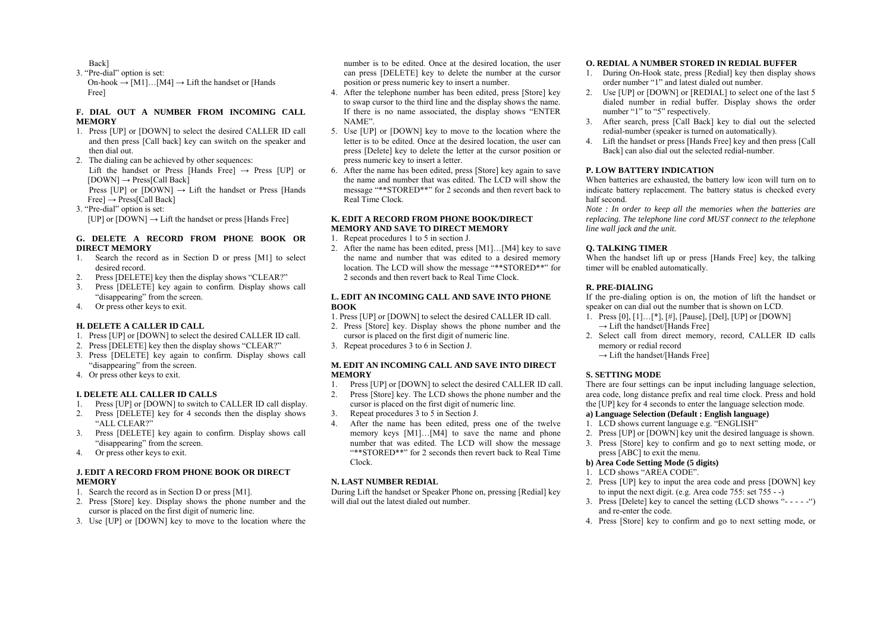Back]

3. "Pre-dial" option is set:
   On-hook → [M1]…[M4] → Lift the handset or [Hands Free]

**F. DIAL OUT A NUMBER FROM INCOMING CALL MEMORY**

1. Press [UP] or [DOWN] to select the desired CALLER ID call and then press [Call back] key can switch on the speaker and then dial out.
2. The dialing can be achieved by other sequences:
   Lift the handset or Press [Hands Free] → Press [UP] or [DOWN] → Press[Call Back]
   Press [UP] or [DOWN] → Lift the handset or Press [Hands Free] → Press[Call Back]
3. "Pre-dial" option is set:
   [UP] or [DOWN] → Lift the handset or press [Hands Free]

**G. DELETE A RECORD FROM PHONE BOOK OR DIRECT MEMORY**

1. Search the record as in Section D or press [M1] to select desired record.
2. Press [DELETE] key then the display shows "CLEAR?"
3. Press [DELETE] key again to confirm. Display shows call "disappearing" from the screen.
4. Or press other keys to exit.

**H. DELETE A CALLER ID CALL**

1. Press [UP] or [DOWN] to select the desired CALLER ID call.
2. Press [DELETE] key then the display shows "CLEAR?"
3. Press [DELETE] key again to confirm. Display shows call "disappearing" from the screen.
4. Or press other keys to exit.

**I. DELETE ALL CALLER ID CALLS**

1. Press [UP] or [DOWN] to switch to CALLER ID call display.
2. Press [DELETE] key for 4 seconds then the display shows "ALL CLEAR?"
3. Press [DELETE] key again to confirm. Display shows call "disappearing" from the screen.
4. Or press other keys to exit.

**J. EDIT A RECORD FROM PHONE BOOK OR DIRECT MEMORY**

1. Search the record as in Section D or press [M1].
2. Press [Store] key. Display shows the phone number and the cursor is placed on the first digit of numeric line.
3. Use [UP] or [DOWN] key to move to the location where the number is to be edited. Once at the desired location, the user can press [DELETE] key to delete the number at the cursor position or press numeric key to insert a number.
4. After the telephone number has been edited, press [Store] key to swap cursor to the third line and the display shows the name. If there is no name associated, the display shows "ENTER NAME".
5. Use [UP] or [DOWN] key to move to the location where the letter is to be edited. Once at the desired location, the user can press [Delete] key to delete the letter at the cursor position or press numeric key to insert a letter.
6. After the name has been edited, press [Store] key again to save the name and number that was edited. The LCD will show the message "**STORED**" for 2 seconds and then revert back to Real Time Clock.

**K. EDIT A RECORD FROM PHONE BOOK/DIRECT MEMORY AND SAVE TO DIRECT MEMORY**

1. Repeat procedures 1 to 5 in section J.
2. After the name has been edited, press [M1]…[M4] key to save the name and number that was edited to a desired memory location. The LCD will show the message "**STORED**" for 2 seconds and then revert back to Real Time Clock.

**L. EDIT AN INCOMING CALL AND SAVE INTO PHONE BOOK**

1. Press [UP] or [DOWN] to select the desired CALLER ID call.
2. Press [Store] key. Display shows the phone number and the cursor is placed on the first digit of numeric line.
3. Repeat procedures 3 to 6 in Section J.

**M. EDIT AN INCOMING CALL AND SAVE INTO DIRECT MEMORY**

1. Press [UP] or [DOWN] to select the desired CALLER ID call.
2. Press [Store] key. The LCD shows the phone number and the cursor is placed on the first digit of numeric line.
3. Repeat procedures 3 to 5 in Section J.
4. After the name has been edited, press one of the twelve memory keys [M1]…[M4] to save the name and phone number that was edited. The LCD will show the message "**STORED**" for 2 seconds then revert back to Real Time Clock.

**N. LAST NUMBER REDIAL**

During Lift the handset or Speaker Phone on, pressing [Redial] key will dial out the latest dialed out number.

**O. REDIAL A NUMBER STORED IN REDIAL BUFFER**

1. During On-Hook state, press [Redial] key then display shows order number "1" and latest dialed out number.
2. Use [UP] or [DOWN] or [REDIAL] to select one of the last 5 dialed number in redial buffer. Display shows the order number "1" to "5" respectively.
3. After search, press [Call Back] key to dial out the selected redial-number (speaker is turned on automatically).
4. Lift the handset or press [Hands Free] key and then press [Call Back] can also dial out the selected redial-number.

**P. LOW BATTERY INDICATION**

When batteries are exhausted, the battery low icon will turn on to indicate battery replacement. The battery status is checked every half second.

*Note : In order to keep all the memories when the batteries are replacing. The telephone line cord MUST connect to the telephone line wall jack and the unit.*

**Q. TALKING TIMER**

When the handset lift up or press [Hands Free] key, the talking timer will be enabled automatically.

**R. PRE-DIALING**

If the pre-dialing option is on, the motion of lift the handset or speaker on can dial out the number that is shown on LCD.

1. Press [0], [1]…[*], [#], [Pause], [Del], [UP] or [DOWN]
   → Lift the handset/[Hands Free]
2. Select call from direct memory, record, CALLER ID calls memory or redial record
   → Lift the handset/[Hands Free]

**S. SETTING MODE**

There are four settings can be input including language selection, area code, long distance prefix and real time clock. Press and hold the [UP] key for 4 seconds to enter the language selection mode.

**a) Language Selection (Default : English language)**

1. LCD shows current language e.g. "ENGLISH"
2. Press [UP] or [DOWN] key unit the desired language is shown.
3. Press [Store] key to confirm and go to next setting mode, or press [ABC] to exit the menu.

**b) Area Code Setting Mode (5 digits)**

1. LCD shows "AREA CODE".
2. Press [UP] key to input the area code and press [DOWN] key to input the next digit. (e.g. Area code 755: set 755 - -)
3. Press [Delete] key to cancel the setting (LCD shows "- - - - -") and re-enter the code.
4. Press [Store] key to confirm and go to next setting mode, or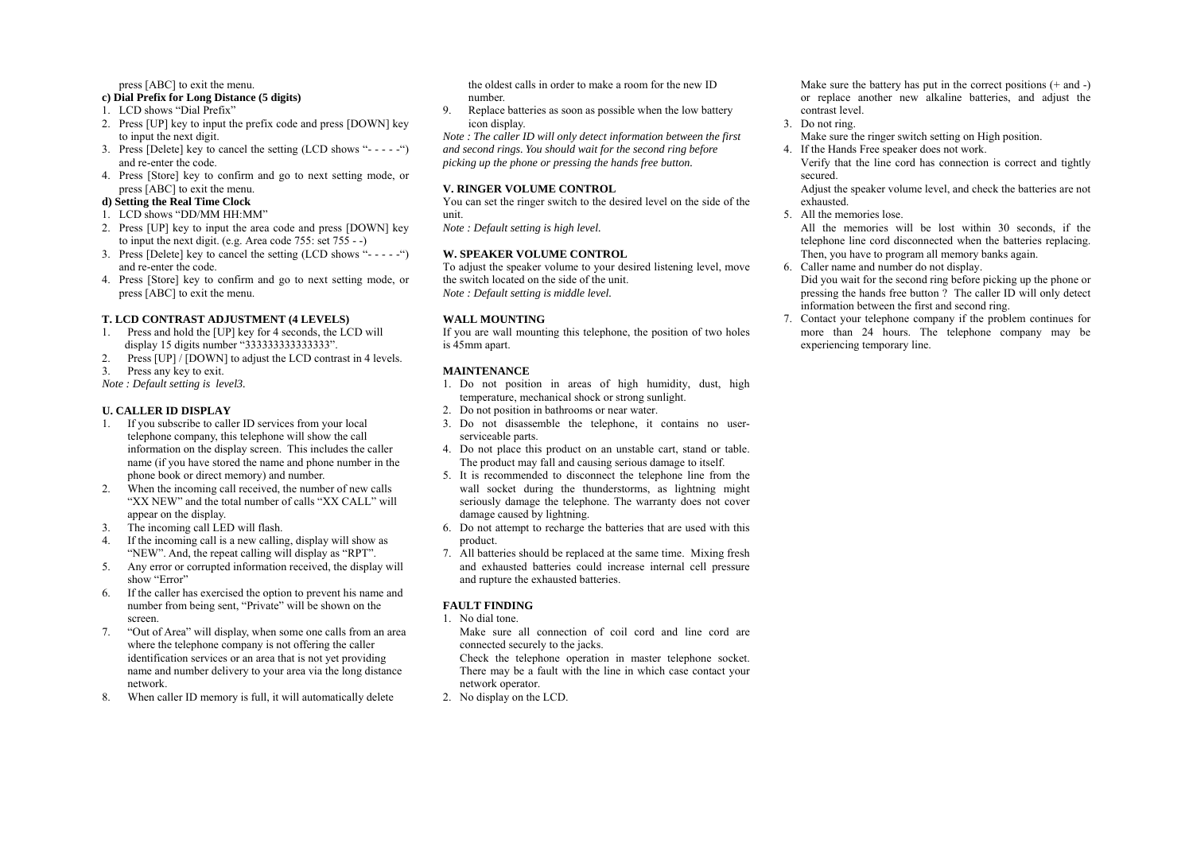press [ABC] to exit the menu.

**c) Dial Prefix for Long Distance (5 digits)**

1. LCD shows "Dial Prefix"
2. Press [UP] key to input the prefix code and press [DOWN] key to input the next digit.
3. Press [Delete] key to cancel the setting (LCD shows "- - - - -") and re-enter the code.
4. Press [Store] key to confirm and go to next setting mode, or press [ABC] to exit the menu.

**d) Setting the Real Time Clock**

1. LCD shows "DD/MM HH:MM"
2. Press [UP] key to input the area code and press [DOWN] key to input the next digit. (e.g. Area code 755: set 755 - -)
3. Press [Delete] key to cancel the setting (LCD shows "- - - - -") and re-enter the code.
4. Press [Store] key to confirm and go to next setting mode, or press [ABC] to exit the menu.

### T. LCD CONTRAST ADJUSTMENT (4 LEVELS)

1. Press and hold the [UP] key for 4 seconds, the LCD will display 15 digits number "333333333333333".
2. Press [UP] / [DOWN] to adjust the LCD contrast in 4 levels.
3. Press any key to exit.

*Note : Default setting is level3.*

### U. CALLER ID DISPLAY

1. If you subscribe to caller ID services from your local telephone company, this telephone will show the call information on the display screen. This includes the caller name (if you have stored the name and phone number in the phone book or direct memory) and number.
2. When the incoming call received, the number of new calls "XX NEW" and the total number of calls "XX CALL" will appear on the display.
3. The incoming call LED will flash.
4. If the incoming call is a new calling, display will show as "NEW". And, the repeat calling will display as "RPT".
5. Any error or corrupted information received, the display will show "Error"
6. If the caller has exercised the option to prevent his name and number from being sent, "Private" will be shown on the screen.
7. "Out of Area" will display, when some one calls from an area where the telephone company is not offering the caller identification services or an area that is not yet providing name and number delivery to your area via the long distance network.
8. When caller ID memory is full, it will automatically delete the oldest calls in order to make a room for the new ID number.
9. Replace batteries as soon as possible when the low battery icon display.

*Note : The caller ID will only detect information between the first and second rings. You should wait for the second ring before picking up the phone or pressing the hands free button.*

### V. RINGER VOLUME CONTROL

You can set the ringer switch to the desired level on the side of the unit.

*Note : Default setting is high level.*

### W. SPEAKER VOLUME CONTROL

To adjust the speaker volume to your desired listening level, move the switch located on the side of the unit.

*Note : Default setting is middle level.*

### WALL MOUNTING

If you are wall mounting this telephone, the position of two holes is 45mm apart.

### MAINTENANCE

1. Do not position in areas of high humidity, dust, high temperature, mechanical shock or strong sunlight.
2. Do not position in bathrooms or near water.
3. Do not disassemble the telephone, it contains no user-serviceable parts.
4. Do not place this product on an unstable cart, stand or table. The product may fall and causing serious damage to itself.
5. It is recommended to disconnect the telephone line from the wall socket during the thunderstorms, as lightning might seriously damage the telephone. The warranty does not cover damage caused by lightning.
6. Do not attempt to recharge the batteries that are used with this product.
7. All batteries should be replaced at the same time. Mixing fresh and exhausted batteries could increase internal cell pressure and rupture the exhausted batteries.

### FAULT FINDING

1. No dial tone.
   Make sure all connection of coil cord and line cord are connected securely to the jacks.
   Check the telephone operation in master telephone socket. There may be a fault with the line in which case contact your network operator.
2. No display on the LCD.
   Make sure the battery has put in the correct positions (+ and -) or replace another new alkaline batteries, and adjust the contrast level.
3. Do not ring.
   Make sure the ringer switch setting on High position.
4. If the Hands Free speaker does not work.
   Verify that the line cord has connection is correct and tightly secured.
   Adjust the speaker volume level, and check the batteries are not exhausted.
5. All the memories lose.
   All the memories will be lost within 30 seconds, if the telephone line cord disconnected when the batteries replacing. Then, you have to program all memory banks again.
6. Caller name and number do not display.
   Did you wait for the second ring before picking up the phone or pressing the hands free button ? The caller ID will only detect information between the first and second ring.
7. Contact your telephone company if the problem continues for more than 24 hours. The telephone company may be experiencing temporary line.